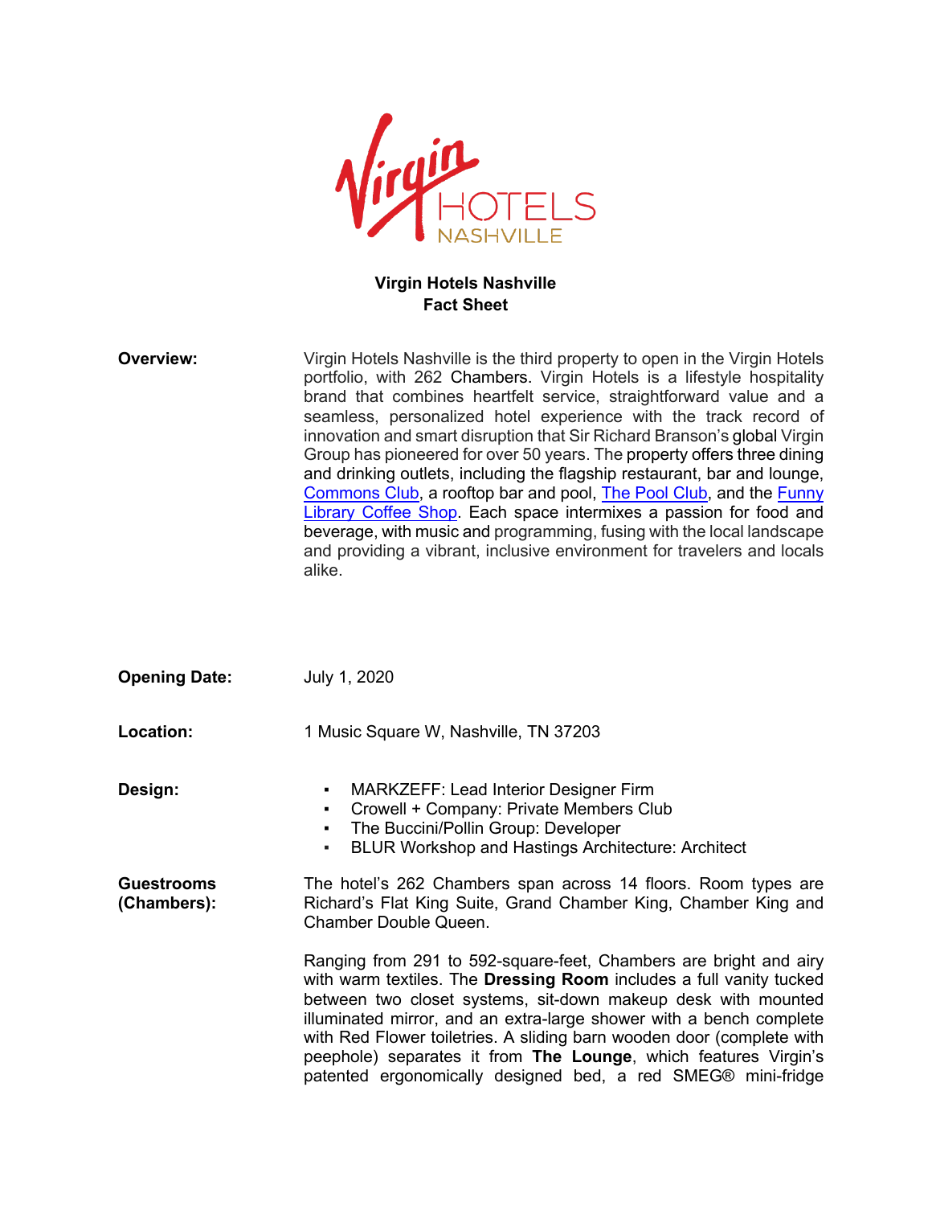# Virgin Hotels Nashville
## Fact Sheet

**Overview:** Virgin Hotels Nashville is the third property to open in the Virgin Hotels portfolio, with 262 Chambers. Virgin Hotels is a lifestyle hospitality brand that combines heartfelt service, straightforward value and a seamless, personalized hotel experience with the track record of innovation and smart disruption that Sir Richard Branson's global Virgin Group has pioneered for over 50 years. The property offers three dining and drinking outlets, including the flagship restaurant, bar and lounge, Commons Club, a rooftop bar and pool, The Pool Club, and the Funny Library Coffee Shop. Each space intermixes a passion for food and beverage, with music and programming, fusing with the local landscape and providing a vibrant, inclusive environment for travelers and locals alike.

**Opening Date:** July 1, 2020

**Location:** 1 Music Square W, Nashville, TN 37203

**Design:**

- MARKZEFF: Lead Interior Designer Firm
- Crowell + Company: Private Members Club
- The Buccini/Pollin Group: Developer
- BLUR Workshop and Hastings Architecture: Architect

**Guestrooms (Chambers):** The hotel's 262 Chambers span across 14 floors. Room types are Richard's Flat King Suite, Grand Chamber King, Chamber King and Chamber Double Queen.

Ranging from 291 to 592-square-feet, Chambers are bright and airy with warm textiles. The **Dressing Room** includes a full vanity tucked between two closet systems, sit-down makeup desk with mounted illuminated mirror, and an extra-large shower with a bench complete with Red Flower toiletries. A sliding barn wooden door (complete with peephole) separates it from **The Lounge**, which features Virgin's patented ergonomically designed bed, a red SMEG® mini-fridge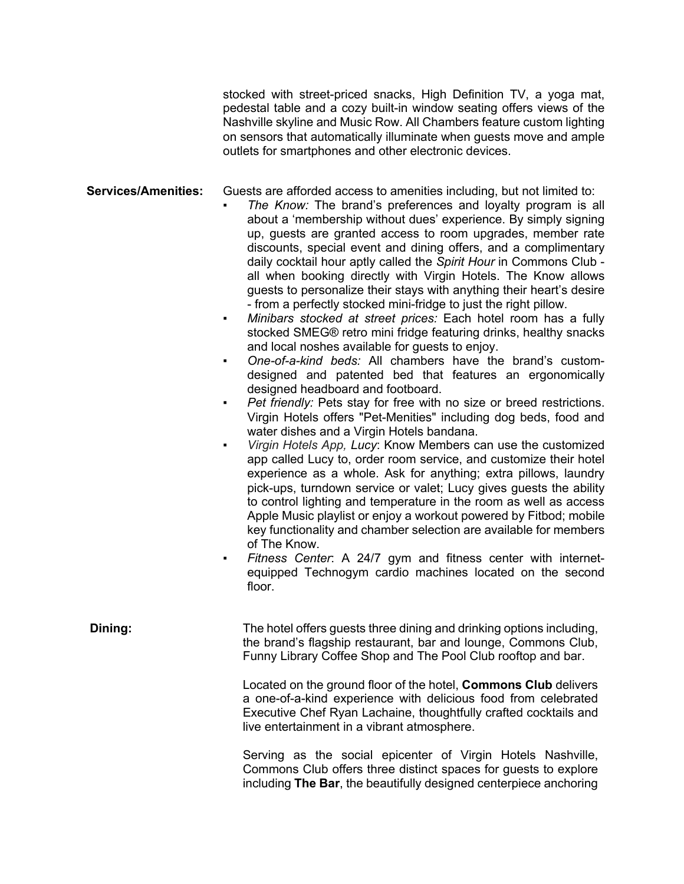stocked with street-priced snacks, High Definition TV, a yoga mat, pedestal table and a cozy built-in window seating offers views of the Nashville skyline and Music Row. All Chambers feature custom lighting on sensors that automatically illuminate when guests move and ample outlets for smartphones and other electronic devices.

**Services/Amenities:** Guests are afforded access to amenities including, but not limited to:

- *The Know:* The brand's preferences and loyalty program is all about a 'membership without dues' experience. By simply signing up, guests are granted access to room upgrades, member rate discounts, special event and dining offers, and a complimentary daily cocktail hour aptly called the *Spirit Hour* in Commons Club - all when booking directly with Virgin Hotels. The Know allows guests to personalize their stays with anything their heart's desire - from a perfectly stocked mini-fridge to just the right pillow.
- *Minibars stocked at street prices:* Each hotel room has a fully stocked SMEG® retro mini fridge featuring drinks, healthy snacks and local noshes available for guests to enjoy.
- *One-of-a-kind beds:* All chambers have the brand's custom-designed and patented bed that features an ergonomically designed headboard and footboard.
- *Pet friendly:* Pets stay for free with no size or breed restrictions. Virgin Hotels offers "Pet-Menities" including dog beds, food and water dishes and a Virgin Hotels bandana.
- *Virgin Hotels App, Lucy*: Know Members can use the customized app called Lucy to, order room service, and customize their hotel experience as a whole. Ask for anything; extra pillows, laundry pick-ups, turndown service or valet; Lucy gives guests the ability to control lighting and temperature in the room as well as access Apple Music playlist or enjoy a workout powered by Fitbod; mobile key functionality and chamber selection are available for members of The Know.
- *Fitness Center*: A 24/7 gym and fitness center with internet-equipped Technogym cardio machines located on the second floor.

**Dining:** The hotel offers guests three dining and drinking options including, the brand's flagship restaurant, bar and lounge, Commons Club, Funny Library Coffee Shop and The Pool Club rooftop and bar.

Located on the ground floor of the hotel, **Commons Club** delivers a one-of-a-kind experience with delicious food from celebrated Executive Chef Ryan Lachaine, thoughtfully crafted cocktails and live entertainment in a vibrant atmosphere.

Serving as the social epicenter of Virgin Hotels Nashville, Commons Club offers three distinct spaces for guests to explore including **The Bar**, the beautifully designed centerpiece anchoring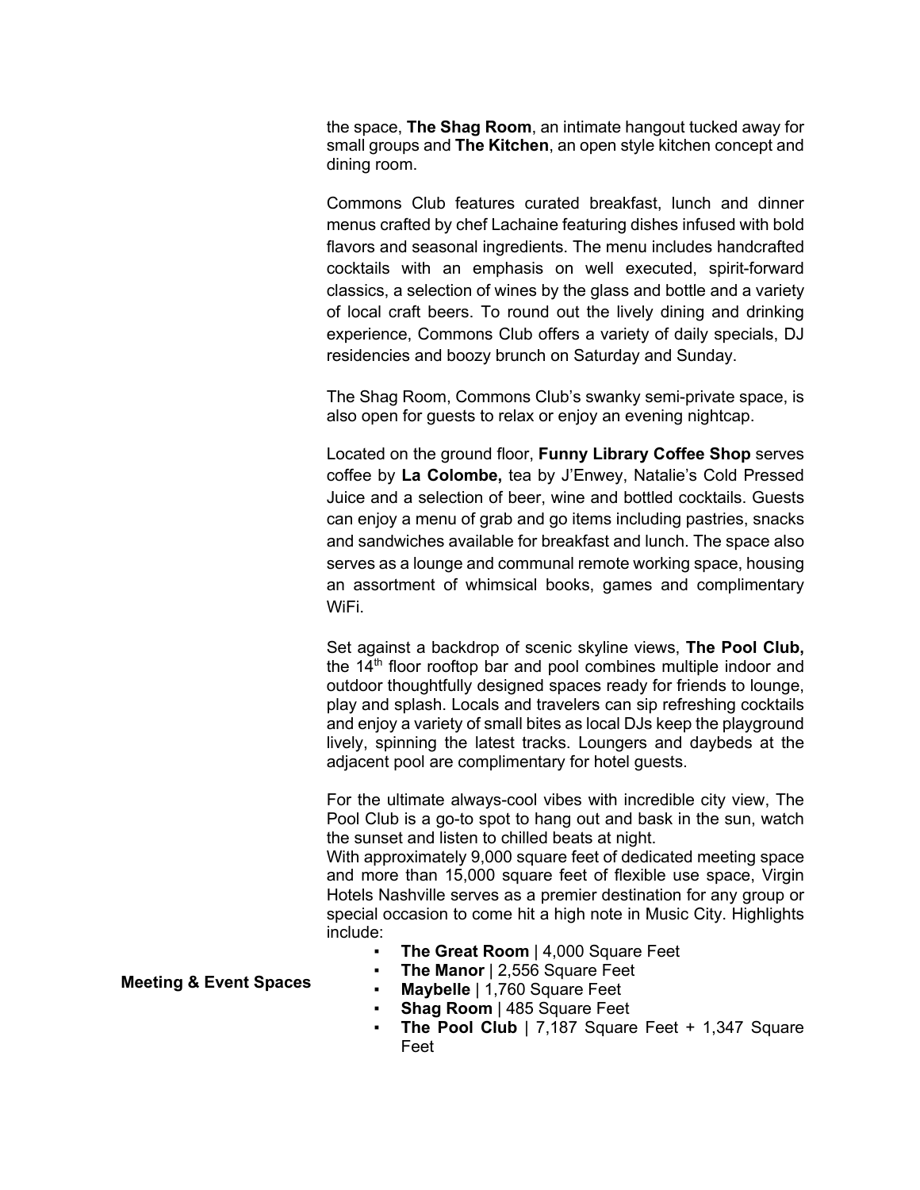the space, **The Shag Room**, an intimate hangout tucked away for small groups and **The Kitchen**, an open style kitchen concept and dining room.

Commons Club features curated breakfast, lunch and dinner menus crafted by chef Lachaine featuring dishes infused with bold flavors and seasonal ingredients. The menu includes handcrafted cocktails with an emphasis on well executed, spirit-forward classics, a selection of wines by the glass and bottle and a variety of local craft beers. To round out the lively dining and drinking experience, Commons Club offers a variety of daily specials, DJ residencies and boozy brunch on Saturday and Sunday.

The Shag Room, Commons Club's swanky semi-private space, is also open for guests to relax or enjoy an evening nightcap.

Located on the ground floor, **Funny Library Coffee Shop** serves coffee by **La Colombe,** tea by J'Enwey, Natalie's Cold Pressed Juice and a selection of beer, wine and bottled cocktails. Guests can enjoy a menu of grab and go items including pastries, snacks and sandwiches available for breakfast and lunch. The space also serves as a lounge and communal remote working space, housing an assortment of whimsical books, games and complimentary WiFi.

Set against a backdrop of scenic skyline views, **The Pool Club,** the 14th floor rooftop bar and pool combines multiple indoor and outdoor thoughtfully designed spaces ready for friends to lounge, play and splash. Locals and travelers can sip refreshing cocktails and enjoy a variety of small bites as local DJs keep the playground lively, spinning the latest tracks. Loungers and daybeds at the adjacent pool are complimentary for hotel guests.

For the ultimate always-cool vibes with incredible city view, The Pool Club is a go-to spot to hang out and bask in the sun, watch the sunset and listen to chilled beats at night.

**Meeting & Event Spaces**

With approximately 9,000 square feet of dedicated meeting space and more than 15,000 square feet of flexible use space, Virgin Hotels Nashville serves as a premier destination for any group or special occasion to come hit a high note in Music City. Highlights include:

- **The Great Room** | 4,000 Square Feet
- **The Manor** | 2,556 Square Feet
- **Maybelle** | 1,760 Square Feet
- **Shag Room** | 485 Square Feet
- **The Pool Club** | 7,187 Square Feet + 1,347 Square Feet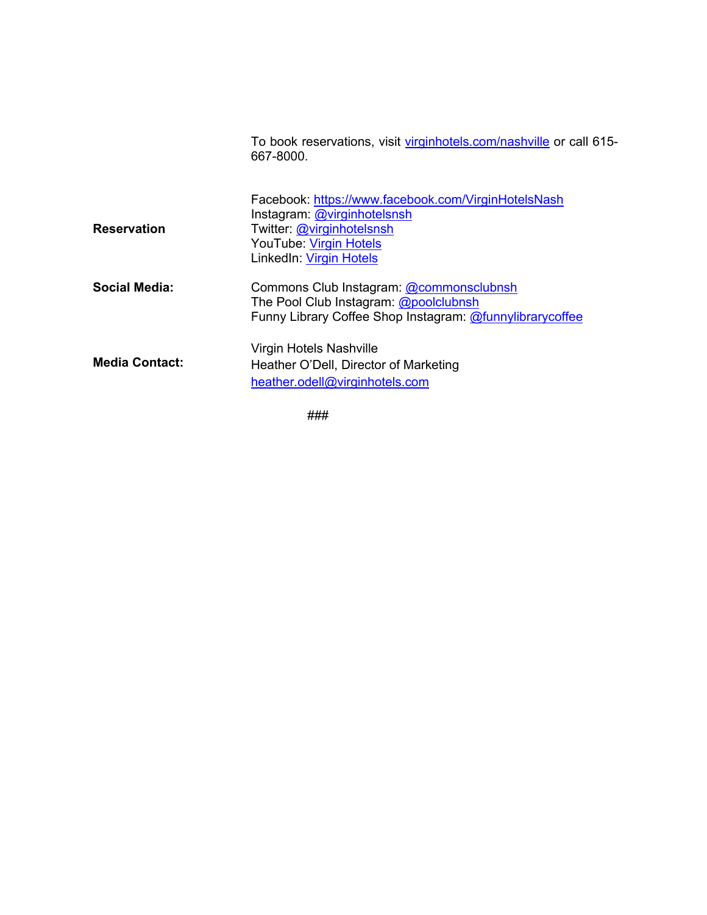| | |
|---|---|
| **Reservation** | To book reservations, visit virginhotels.com/nashville or call 615-667-8000. |
| **Social Media:** | Facebook: https://www.facebook.com/VirginHotelsNash<br>Instagram: @virginhotelsnsh<br>Twitter: @virginhotelsnsh<br>YouTube: Virgin Hotels<br>LinkedIn: Virgin Hotels<br><br>Commons Club Instagram: @commonsclubnsh<br>The Pool Club Instagram: @poolclubnsh<br>Funny Library Coffee Shop Instagram: @funnylibrarycoffee |
| **Media Contact:** | Virgin Hotels Nashville<br>Heather O'Dell, Director of Marketing<br>heather.odell@virginhotels.com |

###